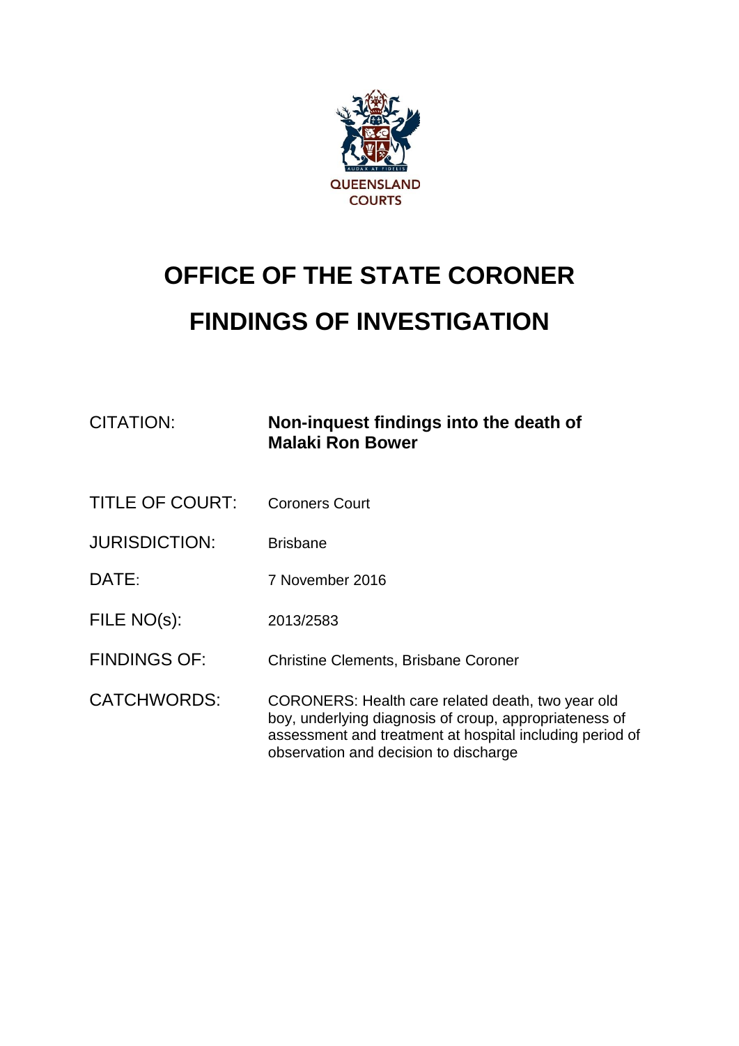QUEENSLAND COURTS

# OFFICE OF THE STATE CORONER

# FINDINGS OF INVESTIGATION

| | |
|---|---|
| CITATION: | **Non-inquest findings into the death of Malaki Ron Bower** |
| TITLE OF COURT: | Coroners Court |
| JURISDICTION: | Brisbane |
| DATE: | 7 November 2016 |
| FILE NO(s): | 2013/2583 |
| FINDINGS OF: | Christine Clements, Brisbane Coroner |
| CATCHWORDS: | CORONERS: Health care related death, two year old boy, underlying diagnosis of croup, appropriateness of assessment and treatment at hospital including period of observation and decision to discharge |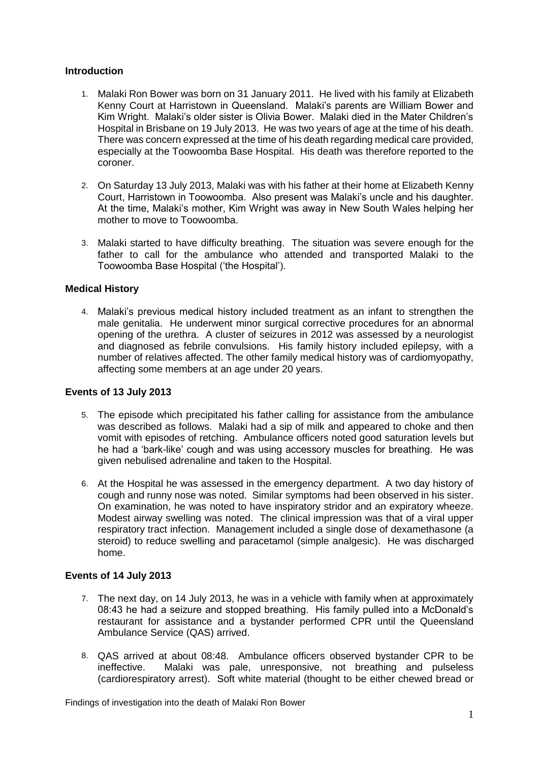## Introduction

1. Malaki Ron Bower was born on 31 January 2011. He lived with his family at Elizabeth Kenny Court at Harristown in Queensland. Malaki's parents are William Bower and Kim Wright. Malaki's older sister is Olivia Bower. Malaki died in the Mater Children's Hospital in Brisbane on 19 July 2013. He was two years of age at the time of his death. There was concern expressed at the time of his death regarding medical care provided, especially at the Toowoomba Base Hospital. His death was therefore reported to the coroner.

2. On Saturday 13 July 2013, Malaki was with his father at their home at Elizabeth Kenny Court, Harristown in Toowoomba. Also present was Malaki's uncle and his daughter. At the time, Malaki's mother, Kim Wright was away in New South Wales helping her mother to move to Toowoomba.

3. Malaki started to have difficulty breathing. The situation was severe enough for the father to call for the ambulance who attended and transported Malaki to the Toowoomba Base Hospital ('the Hospital').

## Medical History

4. Malaki's previous medical history included treatment as an infant to strengthen the male genitalia. He underwent minor surgical corrective procedures for an abnormal opening of the urethra. A cluster of seizures in 2012 was assessed by a neurologist and diagnosed as febrile convulsions. His family history included epilepsy, with a number of relatives affected. The other family medical history was of cardiomyopathy, affecting some members at an age under 20 years.

## Events of 13 July 2013

5. The episode which precipitated his father calling for assistance from the ambulance was described as follows. Malaki had a sip of milk and appeared to choke and then vomit with episodes of retching. Ambulance officers noted good saturation levels but he had a 'bark-like' cough and was using accessory muscles for breathing. He was given nebulised adrenaline and taken to the Hospital.

6. At the Hospital he was assessed in the emergency department. A two day history of cough and runny nose was noted. Similar symptoms had been observed in his sister. On examination, he was noted to have inspiratory stridor and an expiratory wheeze. Modest airway swelling was noted. The clinical impression was that of a viral upper respiratory tract infection. Management included a single dose of dexamethasone (a steroid) to reduce swelling and paracetamol (simple analgesic). He was discharged home.

## Events of 14 July 2013

7. The next day, on 14 July 2013, he was in a vehicle with family when at approximately 08:43 he had a seizure and stopped breathing. His family pulled into a McDonald's restaurant for assistance and a bystander performed CPR until the Queensland Ambulance Service (QAS) arrived.

8. QAS arrived at about 08:48. Ambulance officers observed bystander CPR to be ineffective. Malaki was pale, unresponsive, not breathing and pulseless (cardiorespiratory arrest). Soft white material (thought to be either chewed bread or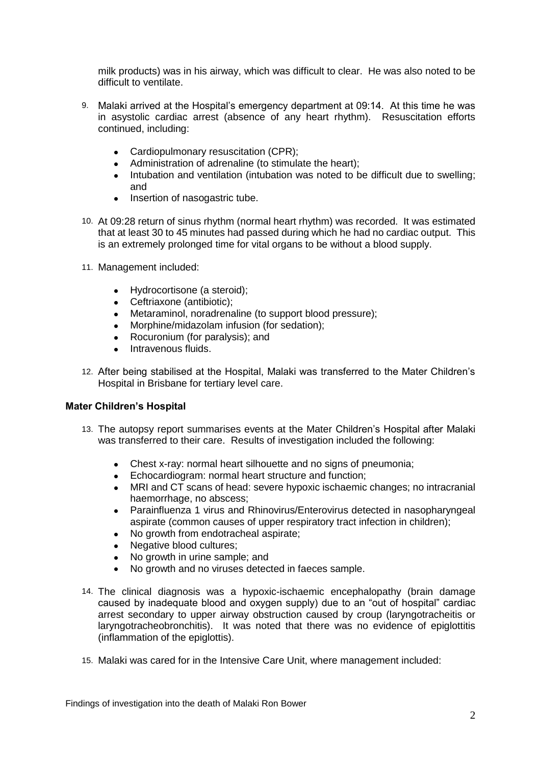milk products) was in his airway, which was difficult to clear. He was also noted to be difficult to ventilate.

9. Malaki arrived at the Hospital's emergency department at 09:14. At this time he was in asystolic cardiac arrest (absence of any heart rhythm). Resuscitation efforts continued, including:

    - Cardiopulmonary resuscitation (CPR);
    - Administration of adrenaline (to stimulate the heart);
    - Intubation and ventilation (intubation was noted to be difficult due to swelling; and
    - Insertion of nasogastric tube.

10. At 09:28 return of sinus rhythm (normal heart rhythm) was recorded. It was estimated that at least 30 to 45 minutes had passed during which he had no cardiac output. This is an extremely prolonged time for vital organs to be without a blood supply.

11. Management included:

    - Hydrocortisone (a steroid);
    - Ceftriaxone (antibiotic);
    - Metaraminol, noradrenaline (to support blood pressure);
    - Morphine/midazolam infusion (for sedation);
    - Rocuronium (for paralysis); and
    - Intravenous fluids.

12. After being stabilised at the Hospital, Malaki was transferred to the Mater Children's Hospital in Brisbane for tertiary level care.

**Mater Children's Hospital**

13. The autopsy report summarises events at the Mater Children's Hospital after Malaki was transferred to their care. Results of investigation included the following:

    - Chest x-ray: normal heart silhouette and no signs of pneumonia;
    - Echocardiogram: normal heart structure and function;
    - MRI and CT scans of head: severe hypoxic ischaemic changes; no intracranial haemorrhage, no abscess;
    - Parainfluenza 1 virus and Rhinovirus/Enterovirus detected in nasopharyngeal aspirate (common causes of upper respiratory tract infection in children);
    - No growth from endotracheal aspirate;
    - Negative blood cultures;
    - No growth in urine sample; and
    - No growth and no viruses detected in faeces sample.

14. The clinical diagnosis was a hypoxic-ischaemic encephalopathy (brain damage caused by inadequate blood and oxygen supply) due to an "out of hospital" cardiac arrest secondary to upper airway obstruction caused by croup (laryngotracheitis or laryngotracheobronchitis). It was noted that there was no evidence of epiglottitis (inflammation of the epiglottis).

15. Malaki was cared for in the Intensive Care Unit, where management included: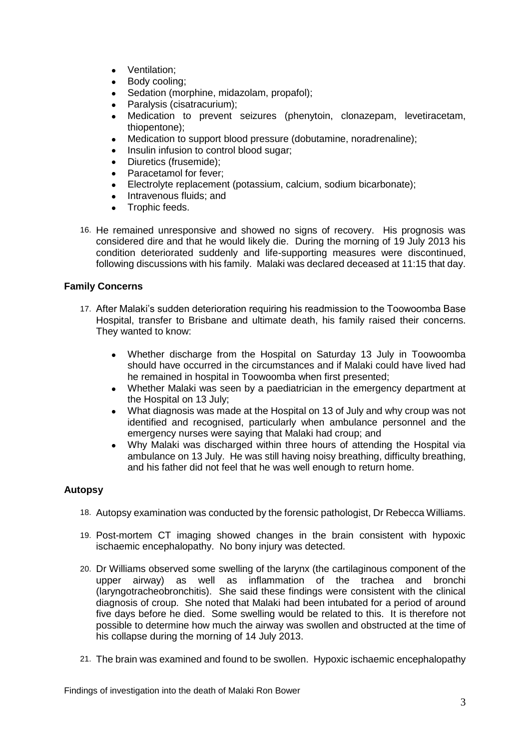- Ventilation;
- Body cooling;
- Sedation (morphine, midazolam, propafol);
- Paralysis (cisatracurium);
- Medication to prevent seizures (phenytoin, clonazepam, levetiracetam, thiopentone);
- Medication to support blood pressure (dobutamine, noradrenaline);
- Insulin infusion to control blood sugar;
- Diuretics (frusemide);
- Paracetamol for fever;
- Electrolyte replacement (potassium, calcium, sodium bicarbonate);
- Intravenous fluids; and
- Trophic feeds.

16. He remained unresponsive and showed no signs of recovery. His prognosis was considered dire and that he would likely die. During the morning of 19 July 2013 his condition deteriorated suddenly and life-supporting measures were discontinued, following discussions with his family. Malaki was declared deceased at 11:15 that day.

### Family Concerns

17. After Malaki's sudden deterioration requiring his readmission to the Toowoomba Base Hospital, transfer to Brisbane and ultimate death, his family raised their concerns. They wanted to know:

    - Whether discharge from the Hospital on Saturday 13 July in Toowoomba should have occurred in the circumstances and if Malaki could have lived had he remained in hospital in Toowoomba when first presented;
    - Whether Malaki was seen by a paediatrician in the emergency department at the Hospital on 13 July;
    - What diagnosis was made at the Hospital on 13 of July and why croup was not identified and recognised, particularly when ambulance personnel and the emergency nurses were saying that Malaki had croup; and
    - Why Malaki was discharged within three hours of attending the Hospital via ambulance on 13 July. He was still having noisy breathing, difficulty breathing, and his father did not feel that he was well enough to return home.

### Autopsy

18. Autopsy examination was conducted by the forensic pathologist, Dr Rebecca Williams.

19. Post-mortem CT imaging showed changes in the brain consistent with hypoxic ischaemic encephalopathy. No bony injury was detected.

20. Dr Williams observed some swelling of the larynx (the cartilaginous component of the upper airway) as well as inflammation of the trachea and bronchi (laryngotracheobronchitis). She said these findings were consistent with the clinical diagnosis of croup. She noted that Malaki had been intubated for a period of around five days before he died. Some swelling would be related to this. It is therefore not possible to determine how much the airway was swollen and obstructed at the time of his collapse during the morning of 14 July 2013.

21. The brain was examined and found to be swollen. Hypoxic ischaemic encephalopathy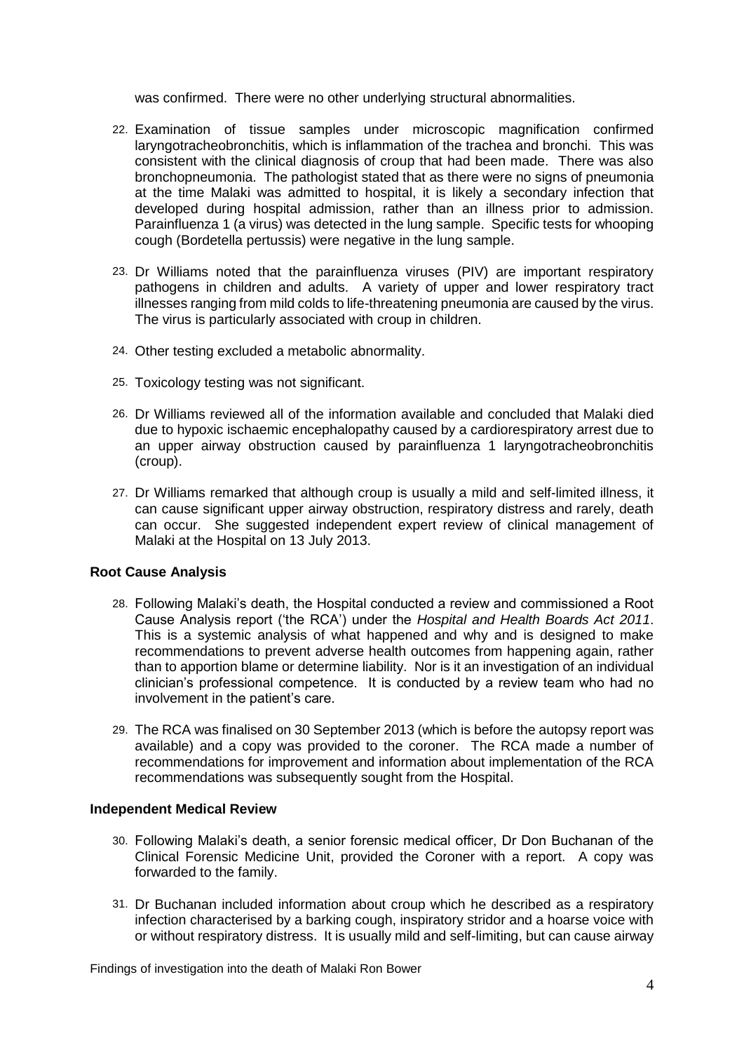was confirmed. There were no other underlying structural abnormalities.

22. Examination of tissue samples under microscopic magnification confirmed laryngotracheobronchitis, which is inflammation of the trachea and bronchi. This was consistent with the clinical diagnosis of croup that had been made. There was also bronchopneumonia. The pathologist stated that as there were no signs of pneumonia at the time Malaki was admitted to hospital, it is likely a secondary infection that developed during hospital admission, rather than an illness prior to admission. Parainfluenza 1 (a virus) was detected in the lung sample. Specific tests for whooping cough (Bordetella pertussis) were negative in the lung sample.

23. Dr Williams noted that the parainfluenza viruses (PIV) are important respiratory pathogens in children and adults. A variety of upper and lower respiratory tract illnesses ranging from mild colds to life-threatening pneumonia are caused by the virus. The virus is particularly associated with croup in children.

24. Other testing excluded a metabolic abnormality.

25. Toxicology testing was not significant.

26. Dr Williams reviewed all of the information available and concluded that Malaki died due to hypoxic ischaemic encephalopathy caused by a cardiorespiratory arrest due to an upper airway obstruction caused by parainfluenza 1 laryngotracheobronchitis (croup).

27. Dr Williams remarked that although croup is usually a mild and self-limited illness, it can cause significant upper airway obstruction, respiratory distress and rarely, death can occur. She suggested independent expert review of clinical management of Malaki at the Hospital on 13 July 2013.

**Root Cause Analysis**

28. Following Malaki's death, the Hospital conducted a review and commissioned a Root Cause Analysis report ('the RCA') under the *Hospital and Health Boards Act 2011*. This is a systemic analysis of what happened and why and is designed to make recommendations to prevent adverse health outcomes from happening again, rather than to apportion blame or determine liability. Nor is it an investigation of an individual clinician's professional competence. It is conducted by a review team who had no involvement in the patient's care.

29. The RCA was finalised on 30 September 2013 (which is before the autopsy report was available) and a copy was provided to the coroner. The RCA made a number of recommendations for improvement and information about implementation of the RCA recommendations was subsequently sought from the Hospital.

**Independent Medical Review**

30. Following Malaki's death, a senior forensic medical officer, Dr Don Buchanan of the Clinical Forensic Medicine Unit, provided the Coroner with a report. A copy was forwarded to the family.

31. Dr Buchanan included information about croup which he described as a respiratory infection characterised by a barking cough, inspiratory stridor and a hoarse voice with or without respiratory distress. It is usually mild and self-limiting, but can cause airway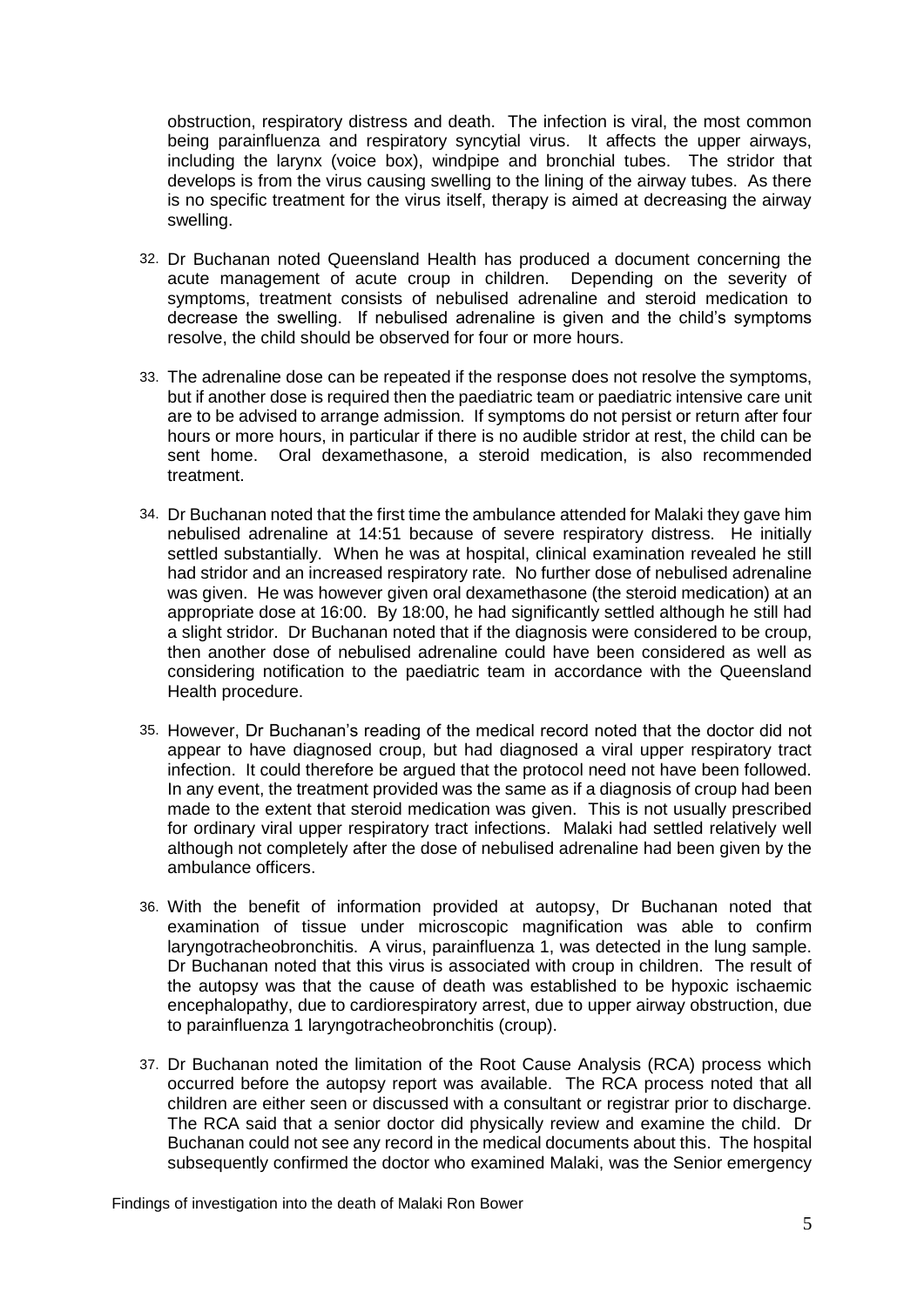obstruction, respiratory distress and death. The infection is viral, the most common being parainfluenza and respiratory syncytial virus. It affects the upper airways, including the larynx (voice box), windpipe and bronchial tubes. The stridor that develops is from the virus causing swelling to the lining of the airway tubes. As there is no specific treatment for the virus itself, therapy is aimed at decreasing the airway swelling.

32. Dr Buchanan noted Queensland Health has produced a document concerning the acute management of acute croup in children. Depending on the severity of symptoms, treatment consists of nebulised adrenaline and steroid medication to decrease the swelling. If nebulised adrenaline is given and the child's symptoms resolve, the child should be observed for four or more hours.

33. The adrenaline dose can be repeated if the response does not resolve the symptoms, but if another dose is required then the paediatric team or paediatric intensive care unit are to be advised to arrange admission. If symptoms do not persist or return after four hours or more hours, in particular if there is no audible stridor at rest, the child can be sent home. Oral dexamethasone, a steroid medication, is also recommended treatment.

34. Dr Buchanan noted that the first time the ambulance attended for Malaki they gave him nebulised adrenaline at 14:51 because of severe respiratory distress. He initially settled substantially. When he was at hospital, clinical examination revealed he still had stridor and an increased respiratory rate. No further dose of nebulised adrenaline was given. He was however given oral dexamethasone (the steroid medication) at an appropriate dose at 16:00. By 18:00, he had significantly settled although he still had a slight stridor. Dr Buchanan noted that if the diagnosis were considered to be croup, then another dose of nebulised adrenaline could have been considered as well as considering notification to the paediatric team in accordance with the Queensland Health procedure.

35. However, Dr Buchanan's reading of the medical record noted that the doctor did not appear to have diagnosed croup, but had diagnosed a viral upper respiratory tract infection. It could therefore be argued that the protocol need not have been followed. In any event, the treatment provided was the same as if a diagnosis of croup had been made to the extent that steroid medication was given. This is not usually prescribed for ordinary viral upper respiratory tract infections. Malaki had settled relatively well although not completely after the dose of nebulised adrenaline had been given by the ambulance officers.

36. With the benefit of information provided at autopsy, Dr Buchanan noted that examination of tissue under microscopic magnification was able to confirm laryngotracheobronchitis. A virus, parainfluenza 1, was detected in the lung sample. Dr Buchanan noted that this virus is associated with croup in children. The result of the autopsy was that the cause of death was established to be hypoxic ischaemic encephalopathy, due to cardiorespiratory arrest, due to upper airway obstruction, due to parainfluenza 1 laryngotracheobronchitis (croup).

37. Dr Buchanan noted the limitation of the Root Cause Analysis (RCA) process which occurred before the autopsy report was available. The RCA process noted that all children are either seen or discussed with a consultant or registrar prior to discharge. The RCA said that a senior doctor did physically review and examine the child. Dr Buchanan could not see any record in the medical documents about this. The hospital subsequently confirmed the doctor who examined Malaki, was the Senior emergency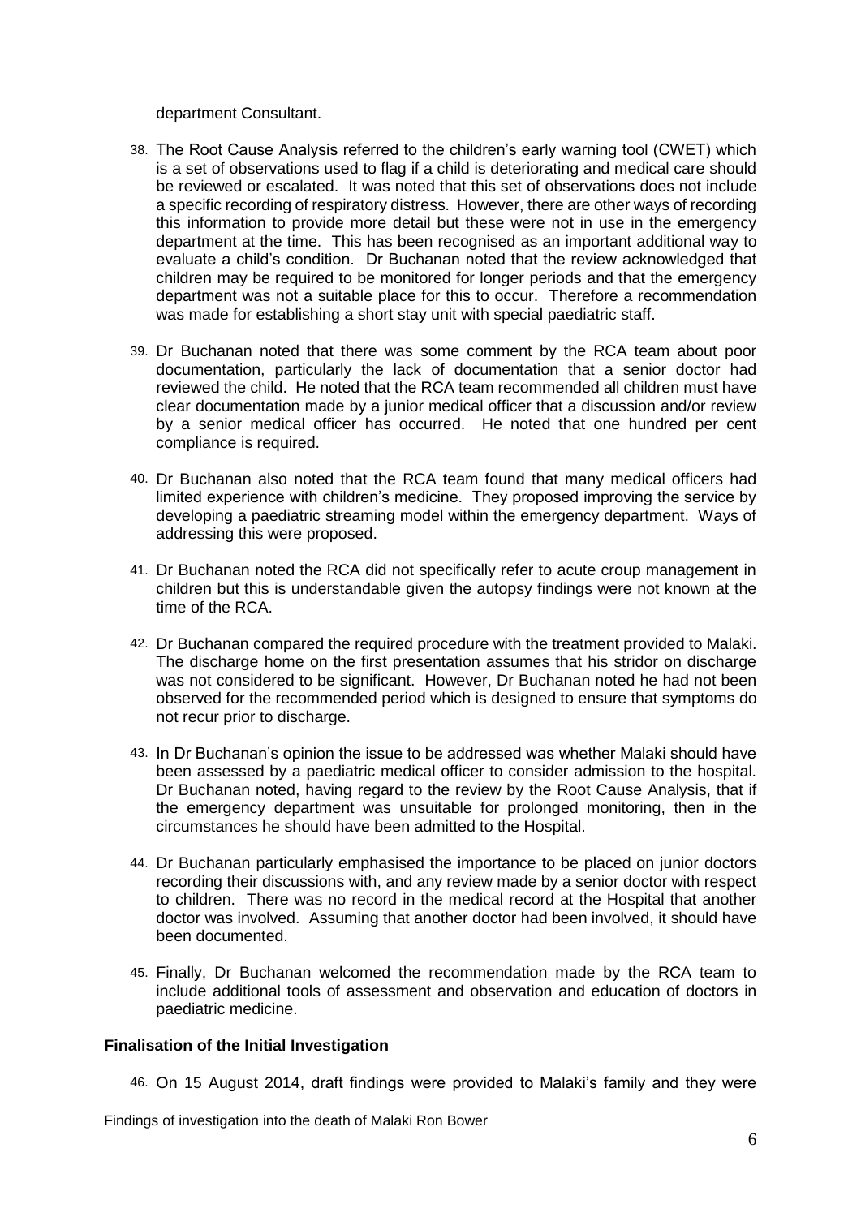department Consultant.

38. The Root Cause Analysis referred to the children's early warning tool (CWET) which is a set of observations used to flag if a child is deteriorating and medical care should be reviewed or escalated. It was noted that this set of observations does not include a specific recording of respiratory distress. However, there are other ways of recording this information to provide more detail but these were not in use in the emergency department at the time. This has been recognised as an important additional way to evaluate a child's condition. Dr Buchanan noted that the review acknowledged that children may be required to be monitored for longer periods and that the emergency department was not a suitable place for this to occur. Therefore a recommendation was made for establishing a short stay unit with special paediatric staff.

39. Dr Buchanan noted that there was some comment by the RCA team about poor documentation, particularly the lack of documentation that a senior doctor had reviewed the child. He noted that the RCA team recommended all children must have clear documentation made by a junior medical officer that a discussion and/or review by a senior medical officer has occurred. He noted that one hundred per cent compliance is required.

40. Dr Buchanan also noted that the RCA team found that many medical officers had limited experience with children's medicine. They proposed improving the service by developing a paediatric streaming model within the emergency department. Ways of addressing this were proposed.

41. Dr Buchanan noted the RCA did not specifically refer to acute croup management in children but this is understandable given the autopsy findings were not known at the time of the RCA.

42. Dr Buchanan compared the required procedure with the treatment provided to Malaki. The discharge home on the first presentation assumes that his stridor on discharge was not considered to be significant. However, Dr Buchanan noted he had not been observed for the recommended period which is designed to ensure that symptoms do not recur prior to discharge.

43. In Dr Buchanan's opinion the issue to be addressed was whether Malaki should have been assessed by a paediatric medical officer to consider admission to the hospital. Dr Buchanan noted, having regard to the review by the Root Cause Analysis, that if the emergency department was unsuitable for prolonged monitoring, then in the circumstances he should have been admitted to the Hospital.

44. Dr Buchanan particularly emphasised the importance to be placed on junior doctors recording their discussions with, and any review made by a senior doctor with respect to children. There was no record in the medical record at the Hospital that another doctor was involved. Assuming that another doctor had been involved, it should have been documented.

45. Finally, Dr Buchanan welcomed the recommendation made by the RCA team to include additional tools of assessment and observation and education of doctors in paediatric medicine.

**Finalisation of the Initial Investigation**

46. On 15 August 2014, draft findings were provided to Malaki's family and they were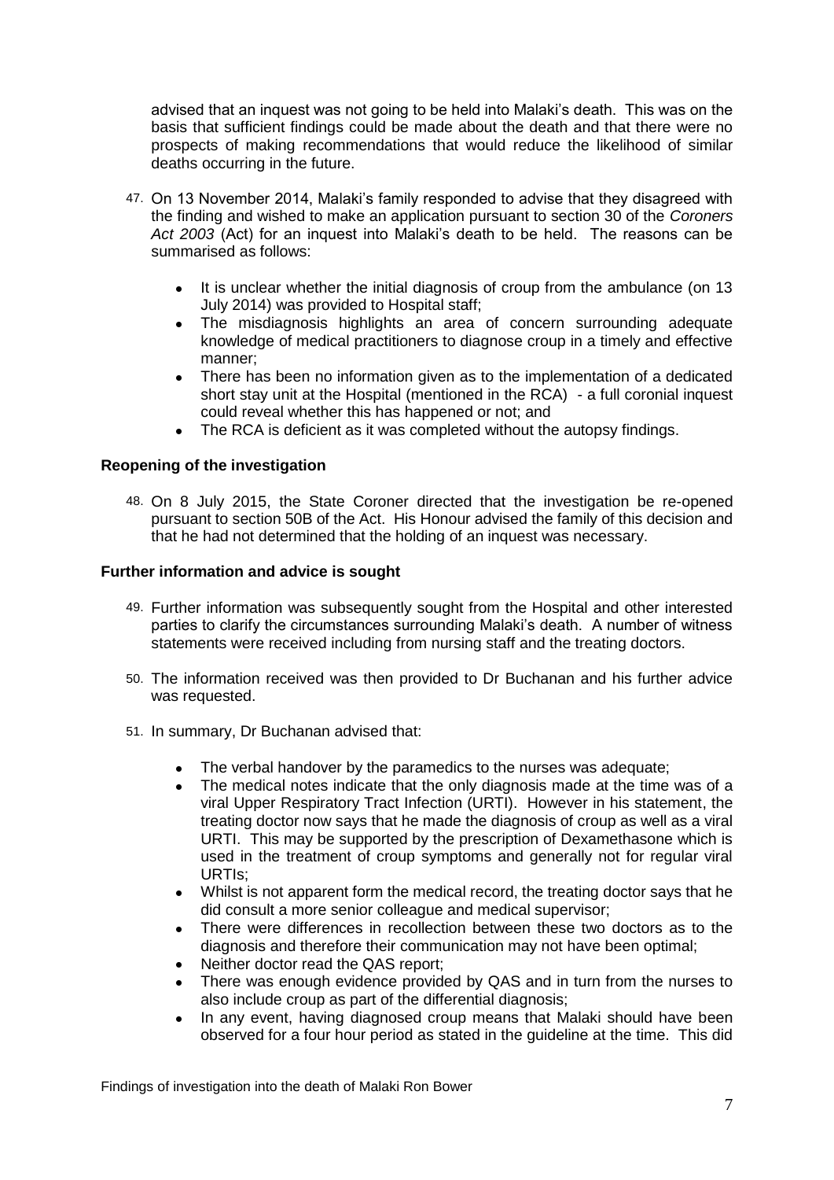advised that an inquest was not going to be held into Malaki's death. This was on the basis that sufficient findings could be made about the death and that there were no prospects of making recommendations that would reduce the likelihood of similar deaths occurring in the future.

47. On 13 November 2014, Malaki's family responded to advise that they disagreed with the finding and wished to make an application pursuant to section 30 of the *Coroners Act 2003* (Act) for an inquest into Malaki's death to be held. The reasons can be summarised as follows:

    - It is unclear whether the initial diagnosis of croup from the ambulance (on 13 July 2014) was provided to Hospital staff;
    - The misdiagnosis highlights an area of concern surrounding adequate knowledge of medical practitioners to diagnose croup in a timely and effective manner;
    - There has been no information given as to the implementation of a dedicated short stay unit at the Hospital (mentioned in the RCA) - a full coronial inquest could reveal whether this has happened or not; and
    - The RCA is deficient as it was completed without the autopsy findings.

### Reopening of the investigation

48. On 8 July 2015, the State Coroner directed that the investigation be re-opened pursuant to section 50B of the Act. His Honour advised the family of this decision and that he had not determined that the holding of an inquest was necessary.

### Further information and advice is sought

49. Further information was subsequently sought from the Hospital and other interested parties to clarify the circumstances surrounding Malaki's death. A number of witness statements were received including from nursing staff and the treating doctors.

50. The information received was then provided to Dr Buchanan and his further advice was requested.

51. In summary, Dr Buchanan advised that:

    - The verbal handover by the paramedics to the nurses was adequate;
    - The medical notes indicate that the only diagnosis made at the time was of a viral Upper Respiratory Tract Infection (URTI). However in his statement, the treating doctor now says that he made the diagnosis of croup as well as a viral URTI. This may be supported by the prescription of Dexamethasone which is used in the treatment of croup symptoms and generally not for regular viral URTIs;
    - Whilst is not apparent form the medical record, the treating doctor says that he did consult a more senior colleague and medical supervisor;
    - There were differences in recollection between these two doctors as to the diagnosis and therefore their communication may not have been optimal;
    - Neither doctor read the QAS report;
    - There was enough evidence provided by QAS and in turn from the nurses to also include croup as part of the differential diagnosis;
    - In any event, having diagnosed croup means that Malaki should have been observed for a four hour period as stated in the guideline at the time. This did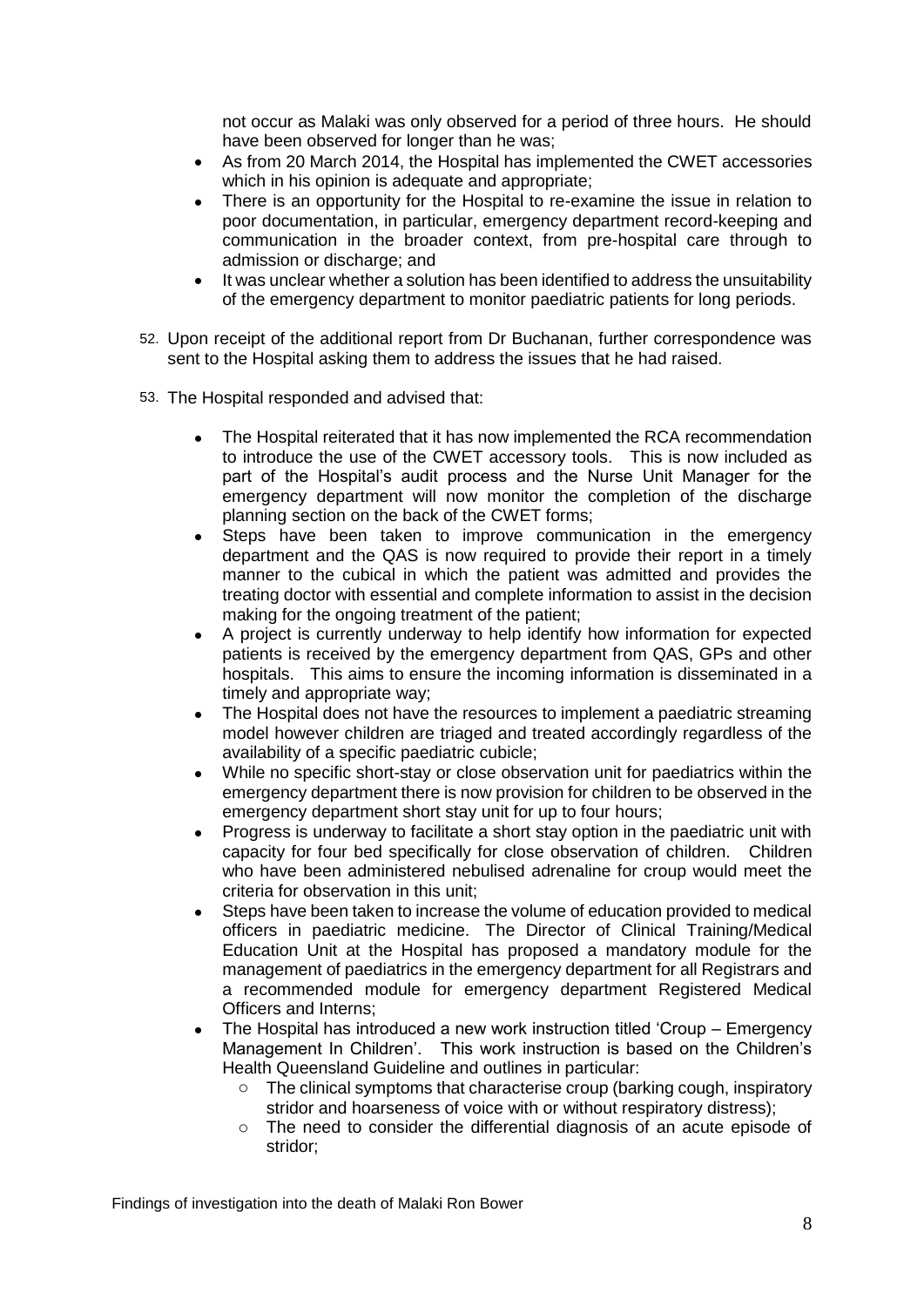not occur as Malaki was only observed for a period of three hours. He should have been observed for longer than he was;

- As from 20 March 2014, the Hospital has implemented the CWET accessories which in his opinion is adequate and appropriate;
- There is an opportunity for the Hospital to re-examine the issue in relation to poor documentation, in particular, emergency department record-keeping and communication in the broader context, from pre-hospital care through to admission or discharge; and
- It was unclear whether a solution has been identified to address the unsuitability of the emergency department to monitor paediatric patients for long periods.

52. Upon receipt of the additional report from Dr Buchanan, further correspondence was sent to the Hospital asking them to address the issues that he had raised.

53. The Hospital responded and advised that:

    - The Hospital reiterated that it has now implemented the RCA recommendation to introduce the use of the CWET accessory tools. This is now included as part of the Hospital's audit process and the Nurse Unit Manager for the emergency department will now monitor the completion of the discharge planning section on the back of the CWET forms;
    - Steps have been taken to improve communication in the emergency department and the QAS is now required to provide their report in a timely manner to the cubical in which the patient was admitted and provides the treating doctor with essential and complete information to assist in the decision making for the ongoing treatment of the patient;
    - A project is currently underway to help identify how information for expected patients is received by the emergency department from QAS, GPs and other hospitals. This aims to ensure the incoming information is disseminated in a timely and appropriate way;
    - The Hospital does not have the resources to implement a paediatric streaming model however children are triaged and treated accordingly regardless of the availability of a specific paediatric cubicle;
    - While no specific short-stay or close observation unit for paediatrics within the emergency department there is now provision for children to be observed in the emergency department short stay unit for up to four hours;
    - Progress is underway to facilitate a short stay option in the paediatric unit with capacity for four bed specifically for close observation of children. Children who have been administered nebulised adrenaline for croup would meet the criteria for observation in this unit;
    - Steps have been taken to increase the volume of education provided to medical officers in paediatric medicine. The Director of Clinical Training/Medical Education Unit at the Hospital has proposed a mandatory module for the management of paediatrics in the emergency department for all Registrars and a recommended module for emergency department Registered Medical Officers and Interns;
    - The Hospital has introduced a new work instruction titled 'Croup – Emergency Management In Children'. This work instruction is based on the Children's Health Queensland Guideline and outlines in particular:
        - The clinical symptoms that characterise croup (barking cough, inspiratory stridor and hoarseness of voice with or without respiratory distress);
        - The need to consider the differential diagnosis of an acute episode of stridor;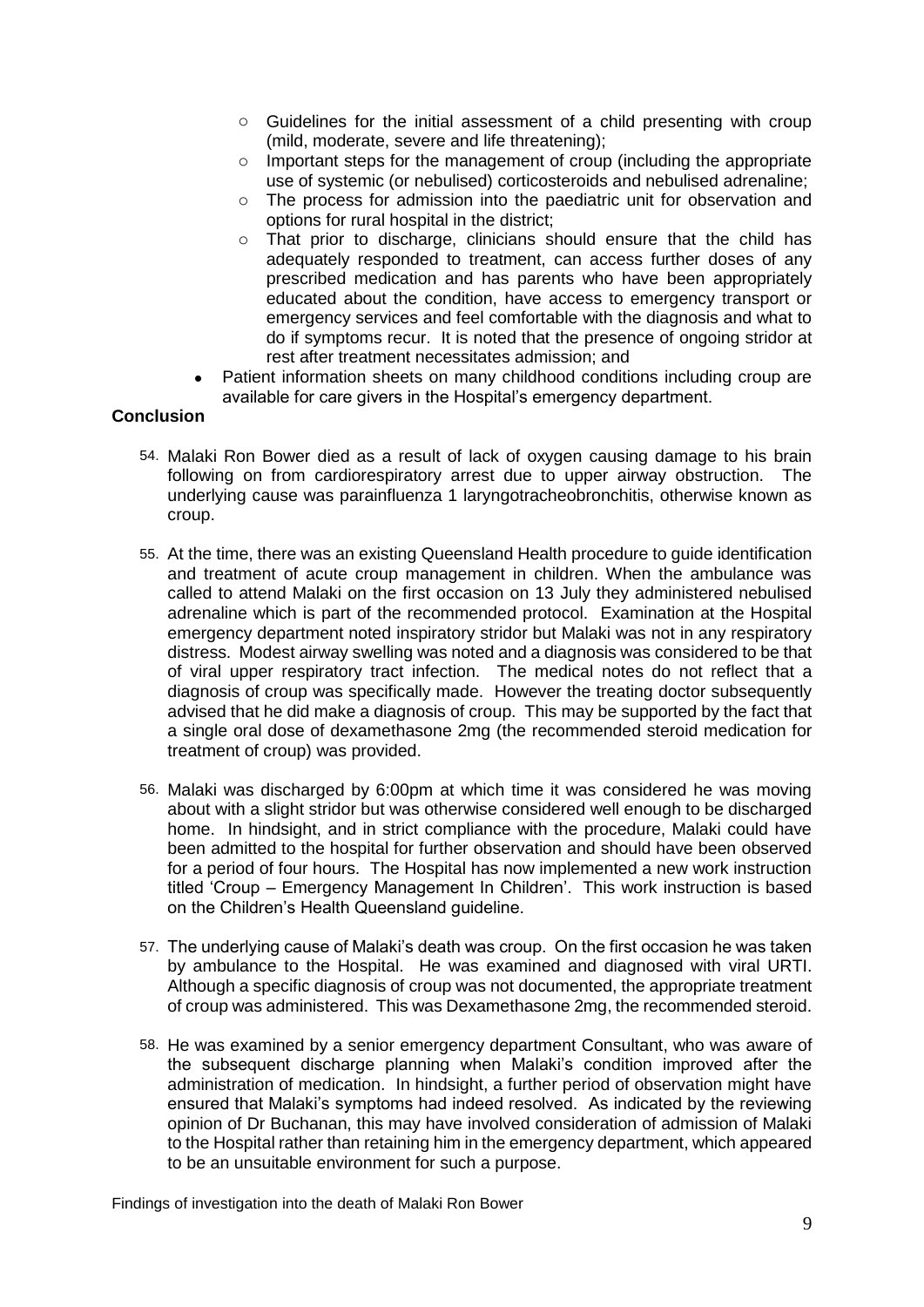- Guidelines for the initial assessment of a child presenting with croup (mild, moderate, severe and life threatening);
    - Important steps for the management of croup (including the appropriate use of systemic (or nebulised) corticosteroids and nebulised adrenaline;
    - The process for admission into the paediatric unit for observation and options for rural hospital in the district;
    - That prior to discharge, clinicians should ensure that the child has adequately responded to treatment, can access further doses of any prescribed medication and has parents who have been appropriately educated about the condition, have access to emergency transport or emergency services and feel comfortable with the diagnosis and what to do if symptoms recur. It is noted that the presence of ongoing stridor at rest after treatment necessitates admission; and
- Patient information sheets on many childhood conditions including croup are available for care givers in the Hospital's emergency department.

**Conclusion**

54. Malaki Ron Bower died as a result of lack of oxygen causing damage to his brain following on from cardiorespiratory arrest due to upper airway obstruction. The underlying cause was parainfluenza 1 laryngotracheobronchitis, otherwise known as croup.

55. At the time, there was an existing Queensland Health procedure to guide identification and treatment of acute croup management in children. When the ambulance was called to attend Malaki on the first occasion on 13 July they administered nebulised adrenaline which is part of the recommended protocol. Examination at the Hospital emergency department noted inspiratory stridor but Malaki was not in any respiratory distress. Modest airway swelling was noted and a diagnosis was considered to be that of viral upper respiratory tract infection. The medical notes do not reflect that a diagnosis of croup was specifically made. However the treating doctor subsequently advised that he did make a diagnosis of croup. This may be supported by the fact that a single oral dose of dexamethasone 2mg (the recommended steroid medication for treatment of croup) was provided.

56. Malaki was discharged by 6:00pm at which time it was considered he was moving about with a slight stridor but was otherwise considered well enough to be discharged home. In hindsight, and in strict compliance with the procedure, Malaki could have been admitted to the hospital for further observation and should have been observed for a period of four hours. The Hospital has now implemented a new work instruction titled 'Croup – Emergency Management In Children'. This work instruction is based on the Children's Health Queensland guideline.

57. The underlying cause of Malaki's death was croup. On the first occasion he was taken by ambulance to the Hospital. He was examined and diagnosed with viral URTI. Although a specific diagnosis of croup was not documented, the appropriate treatment of croup was administered. This was Dexamethasone 2mg, the recommended steroid.

58. He was examined by a senior emergency department Consultant, who was aware of the subsequent discharge planning when Malaki's condition improved after the administration of medication. In hindsight, a further period of observation might have ensured that Malaki's symptoms had indeed resolved. As indicated by the reviewing opinion of Dr Buchanan, this may have involved consideration of admission of Malaki to the Hospital rather than retaining him in the emergency department, which appeared to be an unsuitable environment for such a purpose.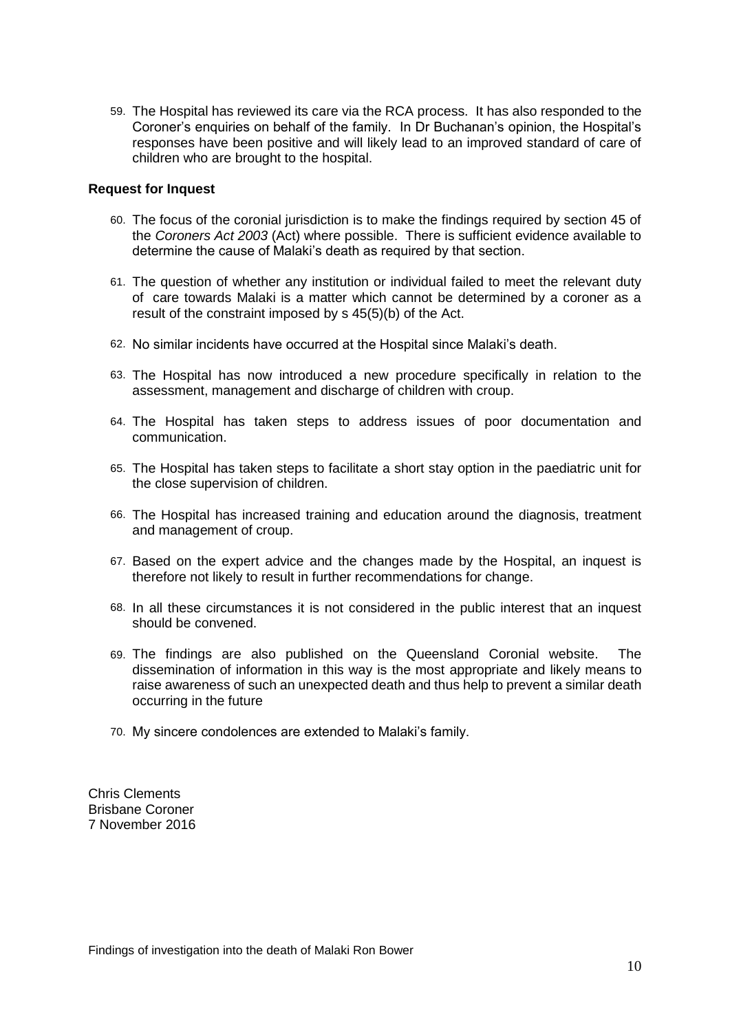59. The Hospital has reviewed its care via the RCA process. It has also responded to the Coroner's enquiries on behalf of the family. In Dr Buchanan's opinion, the Hospital's responses have been positive and will likely lead to an improved standard of care of children who are brought to the hospital.

**Request for Inquest**

60. The focus of the coronial jurisdiction is to make the findings required by section 45 of the *Coroners Act 2003* (Act) where possible. There is sufficient evidence available to determine the cause of Malaki's death as required by that section.

61. The question of whether any institution or individual failed to meet the relevant duty of care towards Malaki is a matter which cannot be determined by a coroner as a result of the constraint imposed by s 45(5)(b) of the Act.

62. No similar incidents have occurred at the Hospital since Malaki's death.

63. The Hospital has now introduced a new procedure specifically in relation to the assessment, management and discharge of children with croup.

64. The Hospital has taken steps to address issues of poor documentation and communication.

65. The Hospital has taken steps to facilitate a short stay option in the paediatric unit for the close supervision of children.

66. The Hospital has increased training and education around the diagnosis, treatment and management of croup.

67. Based on the expert advice and the changes made by the Hospital, an inquest is therefore not likely to result in further recommendations for change.

68. In all these circumstances it is not considered in the public interest that an inquest should be convened.

69. The findings are also published on the Queensland Coronial website. The dissemination of information in this way is the most appropriate and likely means to raise awareness of such an unexpected death and thus help to prevent a similar death occurring in the future

70. My sincere condolences are extended to Malaki's family.

Chris Clements
Brisbane Coroner
7 November 2016